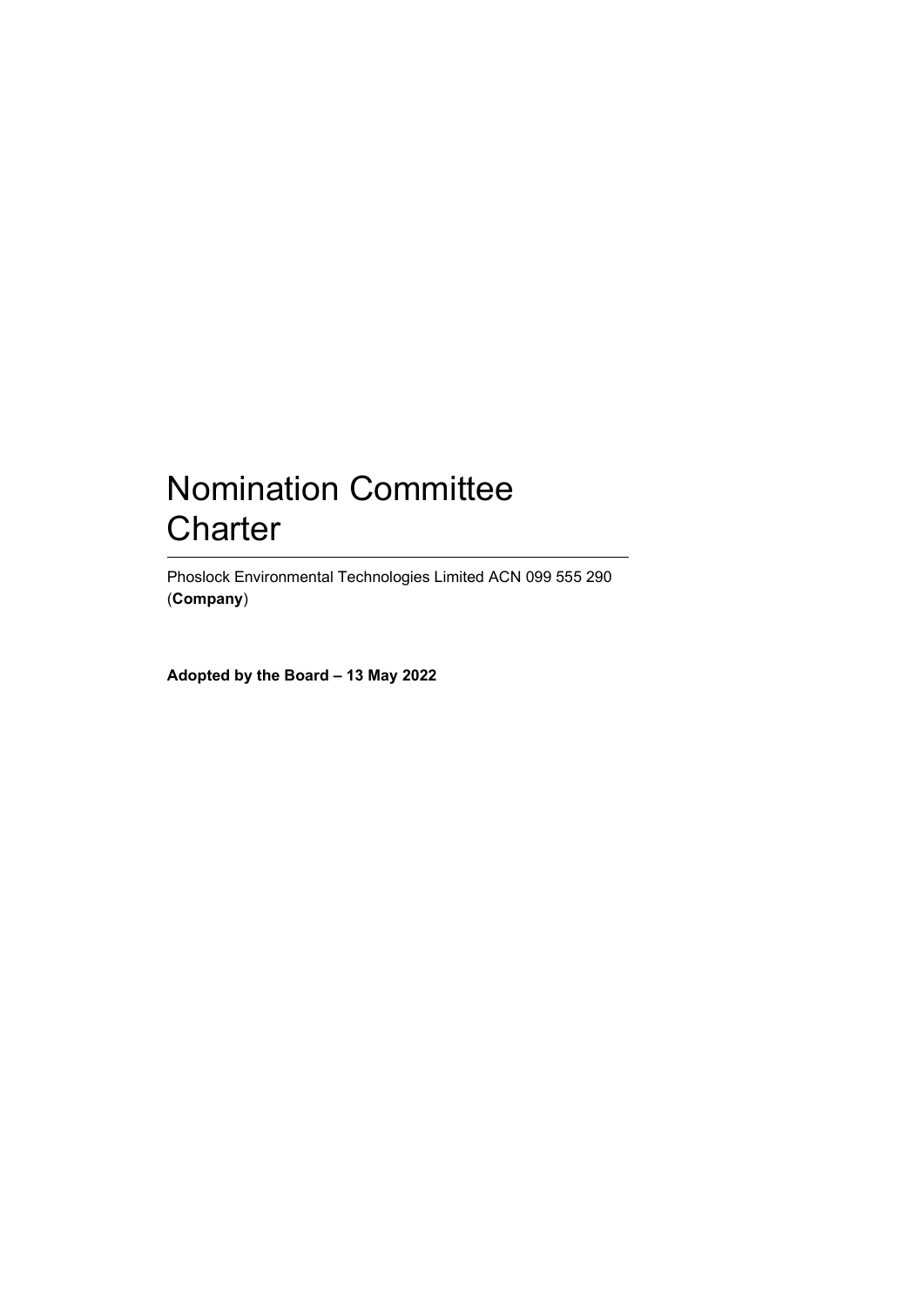# Nomination Committee Charter

Phoslock Environmental Technologies Limited ACN 099 555 290 (**Company**)

**Adopted by the Board – 13 May 2022**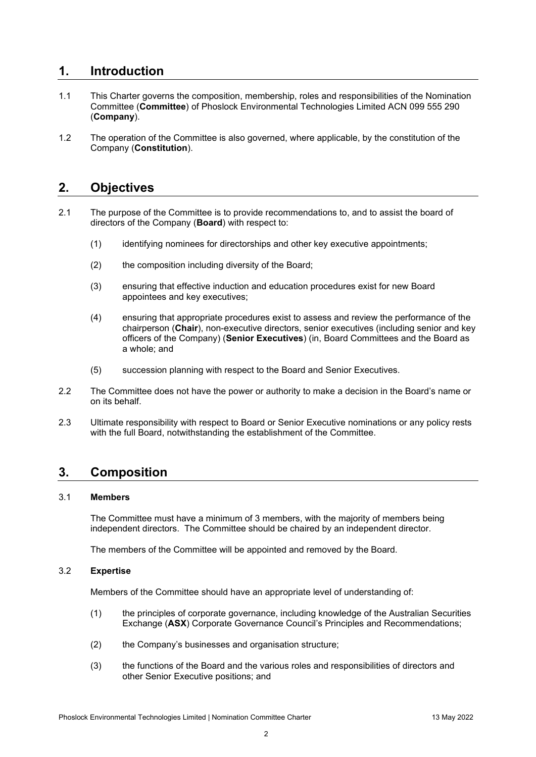# 1. Introduction

1.1 This Charter governs the composition, membership, roles and responsibilities of the Nomination Committee (**Committee**) of Phoslock Environmental Technologies Limited ACN 099 555 290 (**Company**).

1.2 The operation of the Committee is also governed, where applicable, by the constitution of the Company (**Constitution**).

# 2. Objectives

2.1 The purpose of the Committee is to provide recommendations to, and to assist the board of directors of the Company (**Board**) with respect to:

(1) identifying nominees for directorships and other key executive appointments;

(2) the composition including diversity of the Board;

(3) ensuring that effective induction and education procedures exist for new Board appointees and key executives;

(4) ensuring that appropriate procedures exist to assess and review the performance of the chairperson (**Chair**), non-executive directors, senior executives (including senior and key officers of the Company) (**Senior Executives**) (in, Board Committees and the Board as a whole; and

(5) succession planning with respect to the Board and Senior Executives.

2.2 The Committee does not have the power or authority to make a decision in the Board's name or on its behalf.

2.3 Ultimate responsibility with respect to Board or Senior Executive nominations or any policy rests with the full Board, notwithstanding the establishment of the Committee.

# 3. Composition

### 3.1 Members

The Committee must have a minimum of 3 members, with the majority of members being independent directors. The Committee should be chaired by an independent director.

The members of the Committee will be appointed and removed by the Board.

### 3.2 Expertise

Members of the Committee should have an appropriate level of understanding of:

(1) the principles of corporate governance, including knowledge of the Australian Securities Exchange (**ASX**) Corporate Governance Council's Principles and Recommendations;

(2) the Company's businesses and organisation structure;

(3) the functions of the Board and the various roles and responsibilities of directors and other Senior Executive positions; and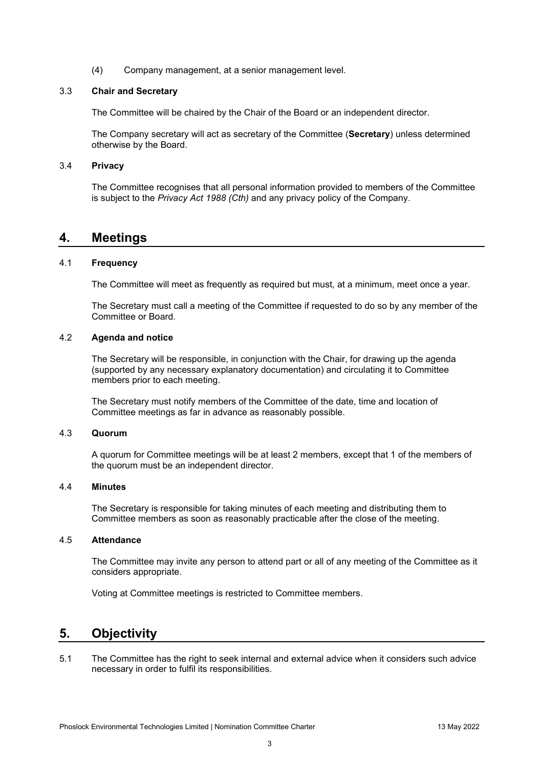(4) Company management, at a senior management level.

### 3.3 Chair and Secretary

The Committee will be chaired by the Chair of the Board or an independent director.

The Company secretary will act as secretary of the Committee (**Secretary**) unless determined otherwise by the Board.

### 3.4 Privacy

The Committee recognises that all personal information provided to members of the Committee is subject to the *Privacy Act 1988 (Cth)* and any privacy policy of the Company.

## 4. Meetings

### 4.1 Frequency

The Committee will meet as frequently as required but must, at a minimum, meet once a year.

The Secretary must call a meeting of the Committee if requested to do so by any member of the Committee or Board.

### 4.2 Agenda and notice

The Secretary will be responsible, in conjunction with the Chair, for drawing up the agenda (supported by any necessary explanatory documentation) and circulating it to Committee members prior to each meeting.

The Secretary must notify members of the Committee of the date, time and location of Committee meetings as far in advance as reasonably possible.

### 4.3 Quorum

A quorum for Committee meetings will be at least 2 members, except that 1 of the members of the quorum must be an independent director.

### 4.4 Minutes

The Secretary is responsible for taking minutes of each meeting and distributing them to Committee members as soon as reasonably practicable after the close of the meeting.

### 4.5 Attendance

The Committee may invite any person to attend part or all of any meeting of the Committee as it considers appropriate.

Voting at Committee meetings is restricted to Committee members.

## 5. Objectivity

5.1 The Committee has the right to seek internal and external advice when it considers such advice necessary in order to fulfil its responsibilities.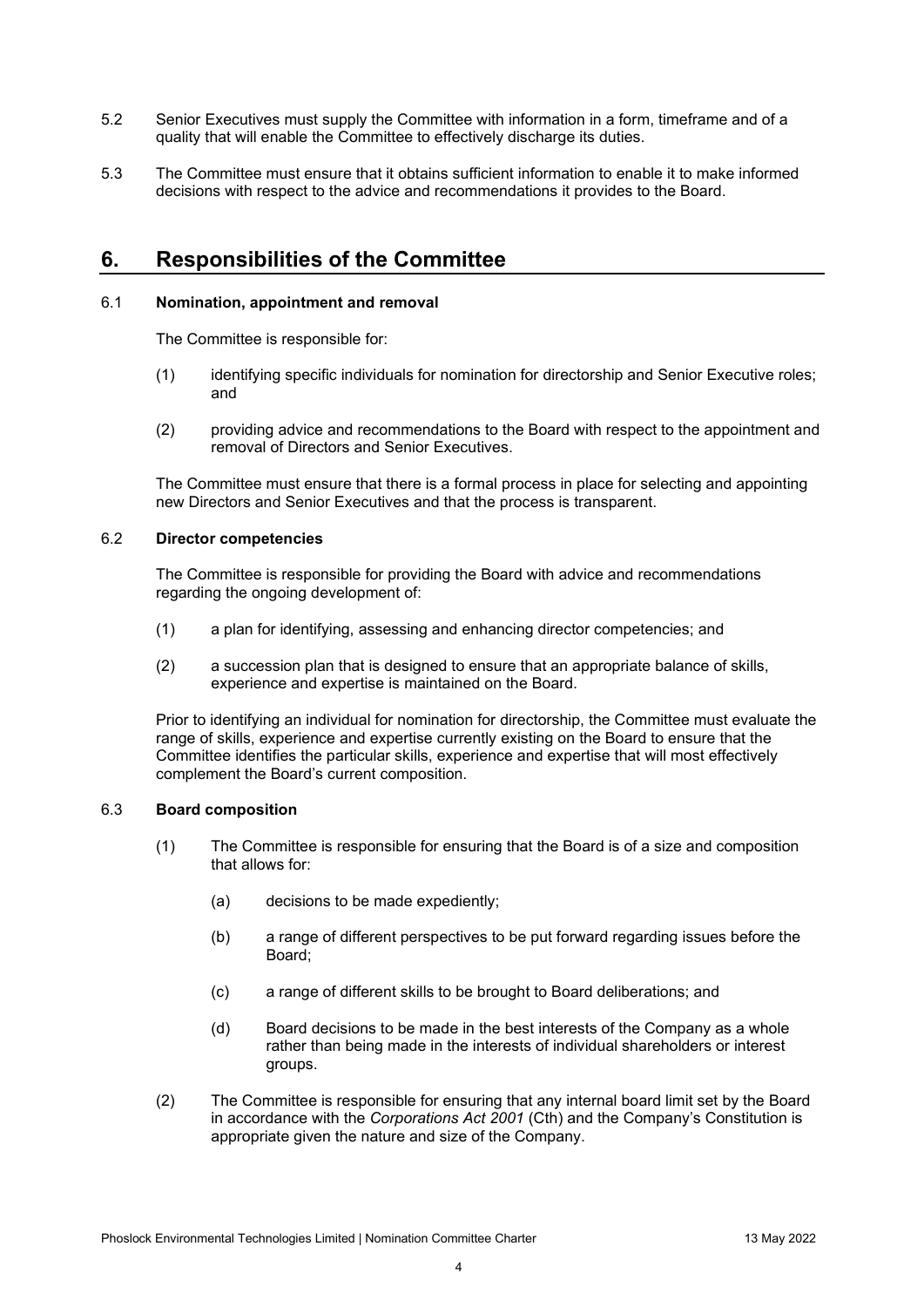5.2 Senior Executives must supply the Committee with information in a form, timeframe and of a quality that will enable the Committee to effectively discharge its duties.

5.3 The Committee must ensure that it obtains sufficient information to enable it to make informed decisions with respect to the advice and recommendations it provides to the Board.

## 6. Responsibilities of the Committee

### 6.1 Nomination, appointment and removal

The Committee is responsible for:

(1) identifying specific individuals for nomination for directorship and Senior Executive roles; and

(2) providing advice and recommendations to the Board with respect to the appointment and removal of Directors and Senior Executives.

The Committee must ensure that there is a formal process in place for selecting and appointing new Directors and Senior Executives and that the process is transparent.

### 6.2 Director competencies

The Committee is responsible for providing the Board with advice and recommendations regarding the ongoing development of:

(1) a plan for identifying, assessing and enhancing director competencies; and

(2) a succession plan that is designed to ensure that an appropriate balance of skills, experience and expertise is maintained on the Board.

Prior to identifying an individual for nomination for directorship, the Committee must evaluate the range of skills, experience and expertise currently existing on the Board to ensure that the Committee identifies the particular skills, experience and expertise that will most effectively complement the Board's current composition.

### 6.3 Board composition

(1) The Committee is responsible for ensuring that the Board is of a size and composition that allows for:

  (a) decisions to be made expediently;

  (b) a range of different perspectives to be put forward regarding issues before the Board;

  (c) a range of different skills to be brought to Board deliberations; and

  (d) Board decisions to be made in the best interests of the Company as a whole rather than being made in the interests of individual shareholders or interest groups.

(2) The Committee is responsible for ensuring that any internal board limit set by the Board in accordance with the *Corporations Act 2001* (Cth) and the Company's Constitution is appropriate given the nature and size of the Company.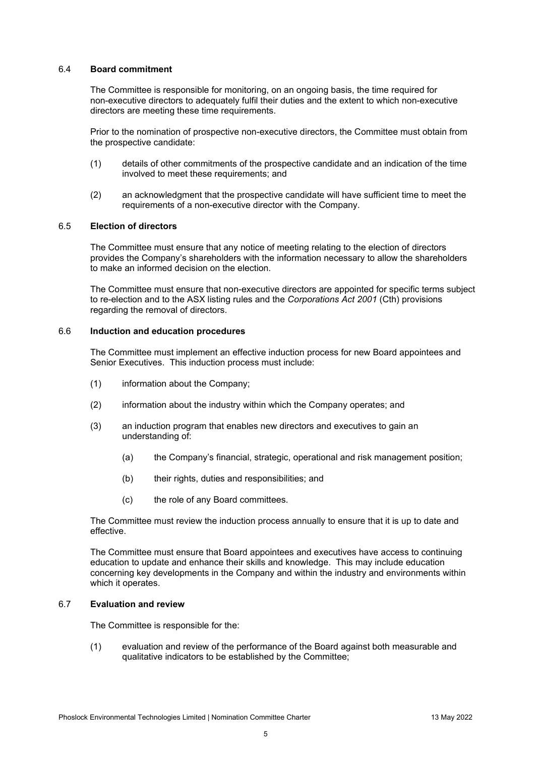### 6.4 **Board commitment**

The Committee is responsible for monitoring, on an ongoing basis, the time required for non-executive directors to adequately fulfil their duties and the extent to which non-executive directors are meeting these time requirements.

Prior to the nomination of prospective non-executive directors, the Committee must obtain from the prospective candidate:

(1) details of other commitments of the prospective candidate and an indication of the time involved to meet these requirements; and

(2) an acknowledgment that the prospective candidate will have sufficient time to meet the requirements of a non-executive director with the Company.

### 6.5 **Election of directors**

The Committee must ensure that any notice of meeting relating to the election of directors provides the Company's shareholders with the information necessary to allow the shareholders to make an informed decision on the election.

The Committee must ensure that non-executive directors are appointed for specific terms subject to re-election and to the ASX listing rules and the *Corporations Act 2001* (Cth) provisions regarding the removal of directors.

### 6.6 **Induction and education procedures**

The Committee must implement an effective induction process for new Board appointees and Senior Executives. This induction process must include:

(1) information about the Company;

(2) information about the industry within which the Company operates; and

(3) an induction program that enables new directors and executives to gain an understanding of:

   (a) the Company's financial, strategic, operational and risk management position;

   (b) their rights, duties and responsibilities; and

   (c) the role of any Board committees.

The Committee must review the induction process annually to ensure that it is up to date and effective.

The Committee must ensure that Board appointees and executives have access to continuing education to update and enhance their skills and knowledge. This may include education concerning key developments in the Company and within the industry and environments within which it operates.

### 6.7 **Evaluation and review**

The Committee is responsible for the:

(1) evaluation and review of the performance of the Board against both measurable and qualitative indicators to be established by the Committee;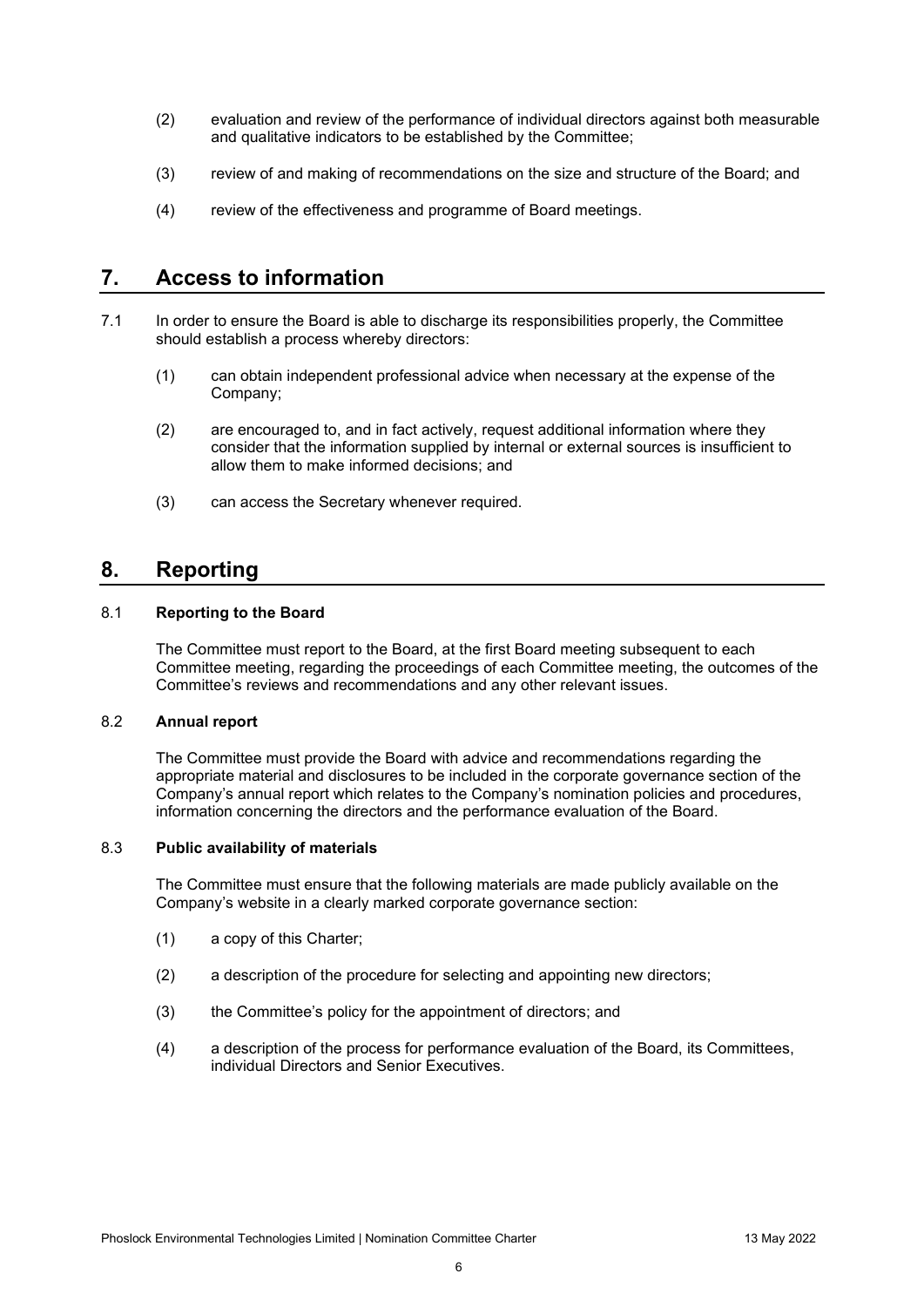(2) evaluation and review of the performance of individual directors against both measurable and qualitative indicators to be established by the Committee;

(3) review of and making of recommendations on the size and structure of the Board; and

(4) review of the effectiveness and programme of Board meetings.

## 7. Access to information

7.1 In order to ensure the Board is able to discharge its responsibilities properly, the Committee should establish a process whereby directors:

(1) can obtain independent professional advice when necessary at the expense of the Company;

(2) are encouraged to, and in fact actively, request additional information where they consider that the information supplied by internal or external sources is insufficient to allow them to make informed decisions; and

(3) can access the Secretary whenever required.

## 8. Reporting

### 8.1 Reporting to the Board

The Committee must report to the Board, at the first Board meeting subsequent to each Committee meeting, regarding the proceedings of each Committee meeting, the outcomes of the Committee's reviews and recommendations and any other relevant issues.

### 8.2 Annual report

The Committee must provide the Board with advice and recommendations regarding the appropriate material and disclosures to be included in the corporate governance section of the Company's annual report which relates to the Company's nomination policies and procedures, information concerning the directors and the performance evaluation of the Board.

### 8.3 Public availability of materials

The Committee must ensure that the following materials are made publicly available on the Company's website in a clearly marked corporate governance section:

(1) a copy of this Charter;

(2) a description of the procedure for selecting and appointing new directors;

(3) the Committee's policy for the appointment of directors; and

(4) a description of the process for performance evaluation of the Board, its Committees, individual Directors and Senior Executives.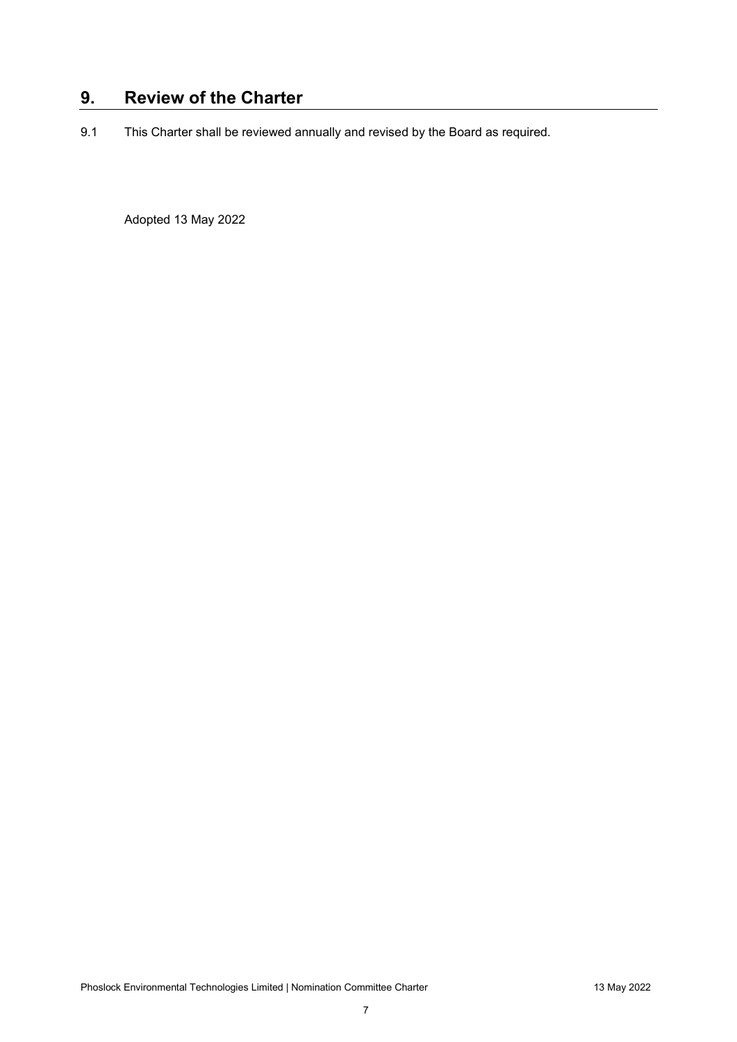## 9. Review of the Charter

9.1 This Charter shall be reviewed annually and revised by the Board as required.

Adopted 13 May 2022